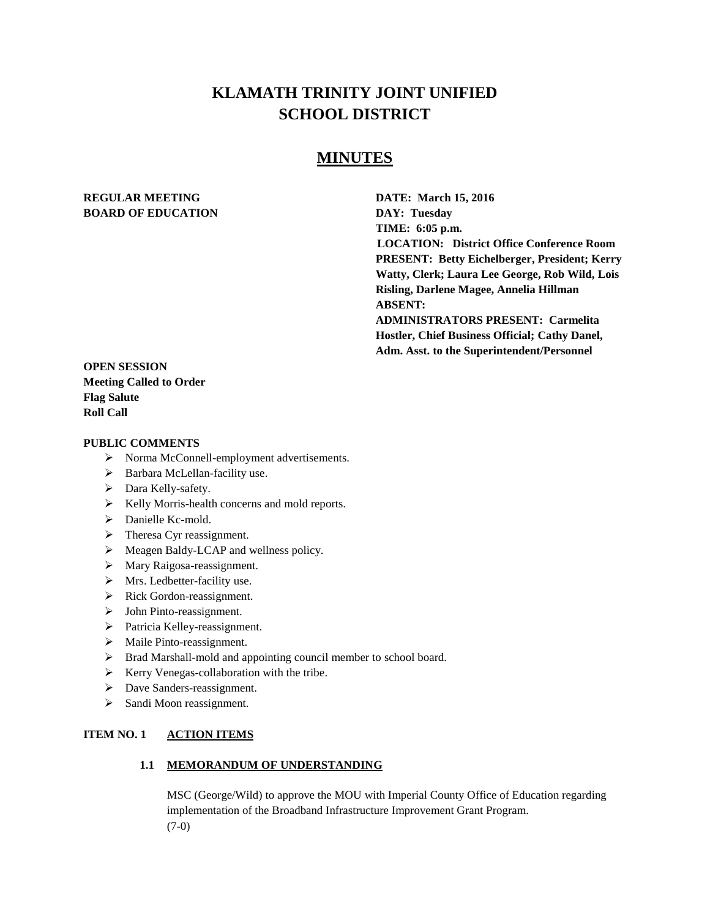# KLAMATH TRINITY JOINT UNIFIED SCHOOL DISTRICT

## MINUTES

**REGULAR MEETING**
**BOARD OF EDUCATION**

**DATE: March 15, 2016**
**DAY: Tuesday**
**TIME: 6:05 p.m.**
**LOCATION: District Office Conference Room**
**PRESENT: Betty Eichelberger, President; Kerry Watty, Clerk; Laura Lee George, Rob Wild, Lois Risling, Darlene Magee, Annelia Hillman**
**ABSENT:**
**ADMINISTRATORS PRESENT: Carmelita Hostler, Chief Business Official; Cathy Danel, Adm. Asst. to the Superintendent/Personnel**

**OPEN SESSION**
**Meeting Called to Order**
**Flag Salute**
**Roll Call**

**PUBLIC COMMENTS**

- Norma McConnell-employment advertisements.
- Barbara McLellan-facility use.
- Dara Kelly-safety.
- Kelly Morris-health concerns and mold reports.
- Danielle Kc-mold.
- Theresa Cyr reassignment.
- Meagen Baldy-LCAP and wellness policy.
- Mary Raigosa-reassignment.
- Mrs. Ledbetter-facility use.
- Rick Gordon-reassignment.
- John Pinto-reassignment.
- Patricia Kelley-reassignment.
- Maile Pinto-reassignment.
- Brad Marshall-mold and appointing council member to school board.
- Kerry Venegas-collaboration with the tribe.
- Dave Sanders-reassignment.
- Sandi Moon reassignment.

**ITEM NO. 1 ACTION ITEMS**

**1.1 MEMORANDUM OF UNDERSTANDING**

MSC (George/Wild) to approve the MOU with Imperial County Office of Education regarding implementation of the Broadband Infrastructure Improvement Grant Program.
(7-0)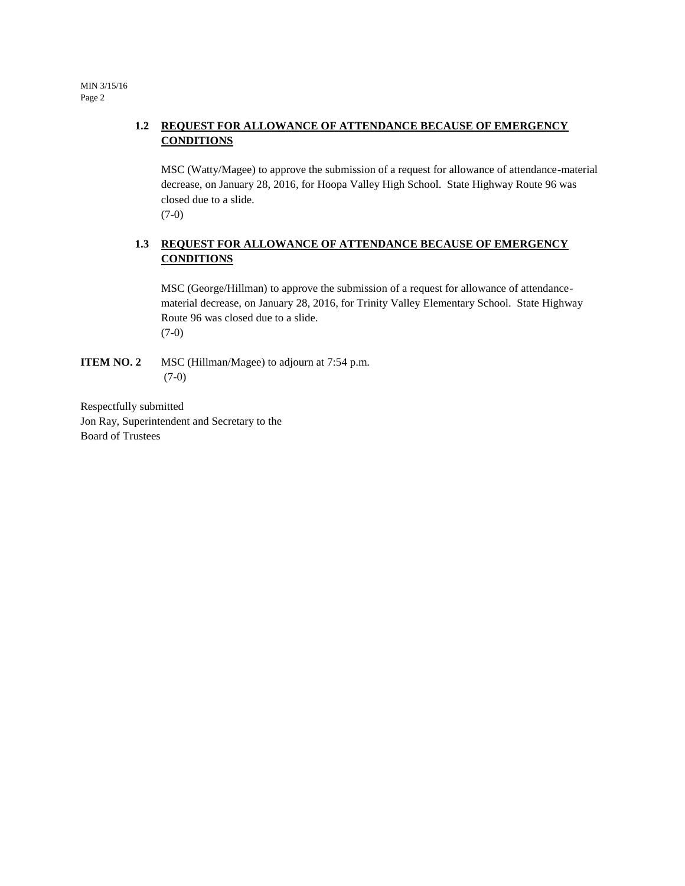**1.2 REQUEST FOR ALLOWANCE OF ATTENDANCE BECAUSE OF EMERGENCY CONDITIONS**

MSC (Watty/Magee) to approve the submission of a request for allowance of attendance-material decrease, on January 28, 2016, for Hoopa Valley High School. State Highway Route 96 was closed due to a slide.
(7-0)

**1.3 REQUEST FOR ALLOWANCE OF ATTENDANCE BECAUSE OF EMERGENCY CONDITIONS**

MSC (George/Hillman) to approve the submission of a request for allowance of attendance-material decrease, on January 28, 2016, for Trinity Valley Elementary School. State Highway Route 96 was closed due to a slide.
(7-0)

**ITEM NO. 2** MSC (Hillman/Magee) to adjourn at 7:54 p.m.
(7-0)

Respectfully submitted
Jon Ray, Superintendent and Secretary to the
Board of Trustees